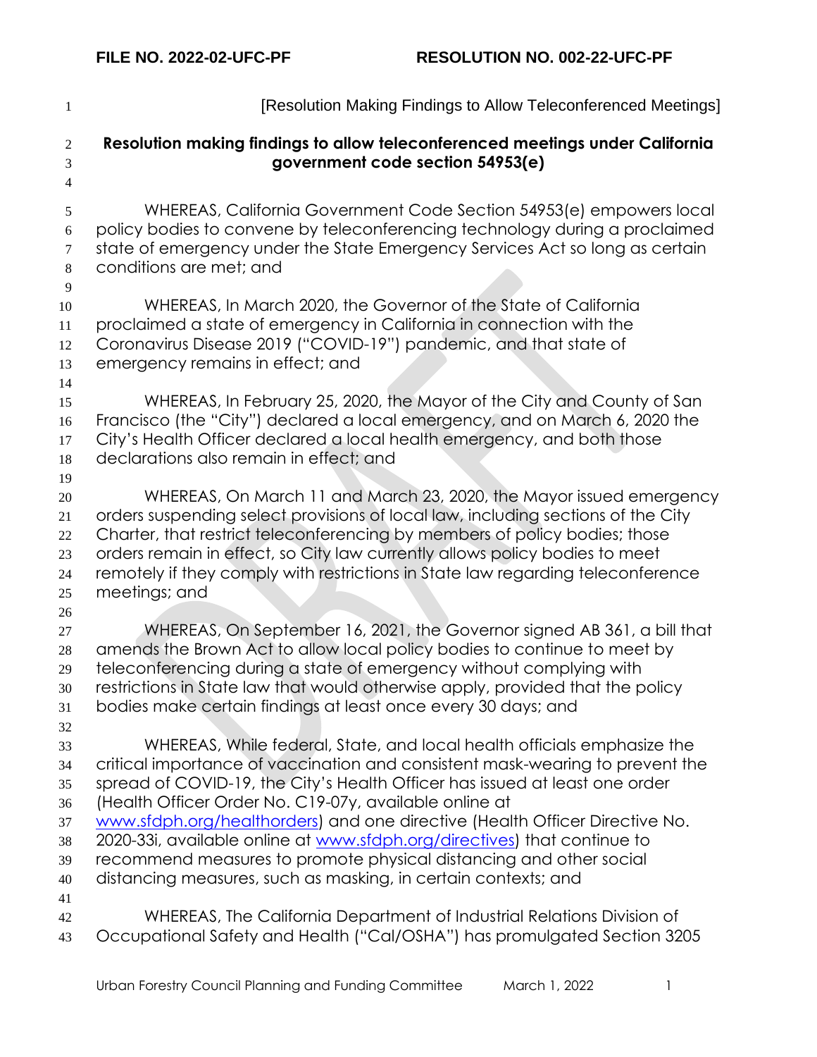FILE NO. 2022-02-UFC-PF RESOLUTION NO. 002-22-UFC-PF

[Resolution Making Findings to Allow Teleconferenced Meetings]

**Resolution making findings to allow teleconferenced meetings under California government code section 54953(e)**

WHEREAS, California Government Code Section 54953(e) empowers local policy bodies to convene by teleconferencing technology during a proclaimed state of emergency under the State Emergency Services Act so long as certain conditions are met; and

WHEREAS, In March 2020, the Governor of the State of California proclaimed a state of emergency in California in connection with the Coronavirus Disease 2019 ("COVID-19") pandemic, and that state of emergency remains in effect; and

WHEREAS, In February 25, 2020, the Mayor of the City and County of San Francisco (the "City") declared a local emergency, and on March 6, 2020 the City's Health Officer declared a local health emergency, and both those declarations also remain in effect; and

WHEREAS, On March 11 and March 23, 2020, the Mayor issued emergency orders suspending select provisions of local law, including sections of the City Charter, that restrict teleconferencing by members of policy bodies; those orders remain in effect, so City law currently allows policy bodies to meet remotely if they comply with restrictions in State law regarding teleconference meetings; and

WHEREAS, On September 16, 2021, the Governor signed AB 361, a bill that amends the Brown Act to allow local policy bodies to continue to meet by teleconferencing during a state of emergency without complying with restrictions in State law that would otherwise apply, provided that the policy bodies make certain findings at least once every 30 days; and

WHEREAS, While federal, State, and local health officials emphasize the critical importance of vaccination and consistent mask-wearing to prevent the spread of COVID-19, the City's Health Officer has issued at least one order (Health Officer Order No. C19-07y, available online at www.sfdph.org/healthorders) and one directive (Health Officer Directive No. 2020-33i, available online at www.sfdph.org/directives) that continue to recommend measures to promote physical distancing and other social distancing measures, such as masking, in certain contexts; and

WHEREAS, The California Department of Industrial Relations Division of Occupational Safety and Health ("Cal/OSHA") has promulgated Section 3205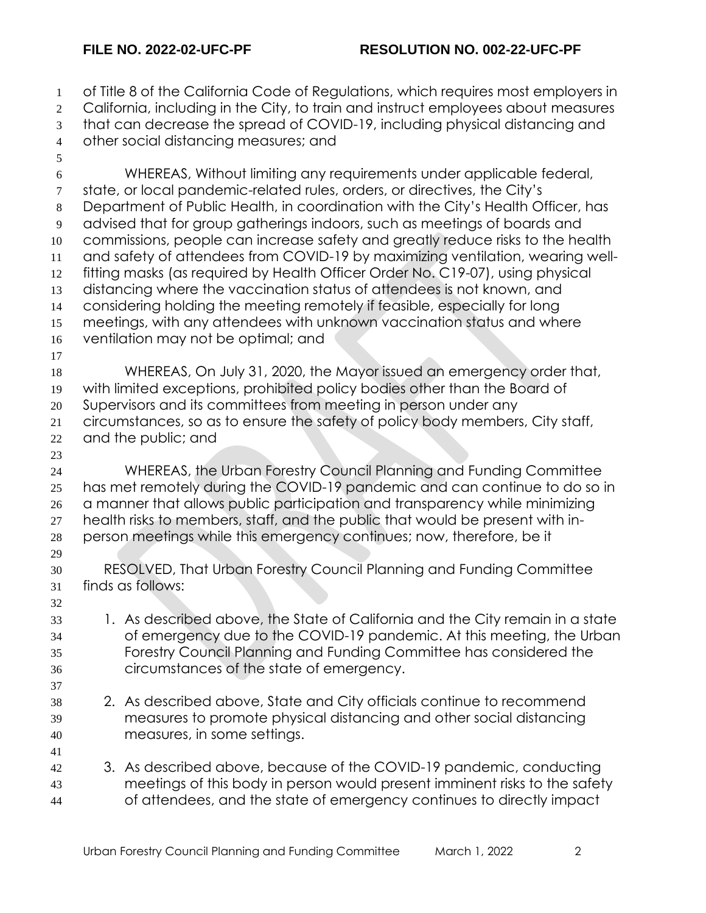of Title 8 of the California Code of Regulations, which requires most employers in California, including in the City, to train and instruct employees about measures that can decrease the spread of COVID-19, including physical distancing and other social distancing measures; and

WHEREAS, Without limiting any requirements under applicable federal, state, or local pandemic-related rules, orders, or directives, the City's Department of Public Health, in coordination with the City's Health Officer, has advised that for group gatherings indoors, such as meetings of boards and commissions, people can increase safety and greatly reduce risks to the health and safety of attendees from COVID-19 by maximizing ventilation, wearing well-fitting masks (as required by Health Officer Order No. C19-07), using physical distancing where the vaccination status of attendees is not known, and considering holding the meeting remotely if feasible, especially for long meetings, with any attendees with unknown vaccination status and where ventilation may not be optimal; and

WHEREAS, On July 31, 2020, the Mayor issued an emergency order that, with limited exceptions, prohibited policy bodies other than the Board of Supervisors and its committees from meeting in person under any circumstances, so as to ensure the safety of policy body members, City staff, and the public; and

WHEREAS, the Urban Forestry Council Planning and Funding Committee has met remotely during the COVID-19 pandemic and can continue to do so in a manner that allows public participation and transparency while minimizing health risks to members, staff, and the public that would be present with in-person meetings while this emergency continues; now, therefore, be it

RESOLVED, That Urban Forestry Council Planning and Funding Committee finds as follows:

1. As described above, the State of California and the City remain in a state of emergency due to the COVID-19 pandemic. At this meeting, the Urban Forestry Council Planning and Funding Committee has considered the circumstances of the state of emergency.

2. As described above, State and City officials continue to recommend measures to promote physical distancing and other social distancing measures, in some settings.

3. As described above, because of the COVID-19 pandemic, conducting meetings of this body in person would present imminent risks to the safety of attendees, and the state of emergency continues to directly impact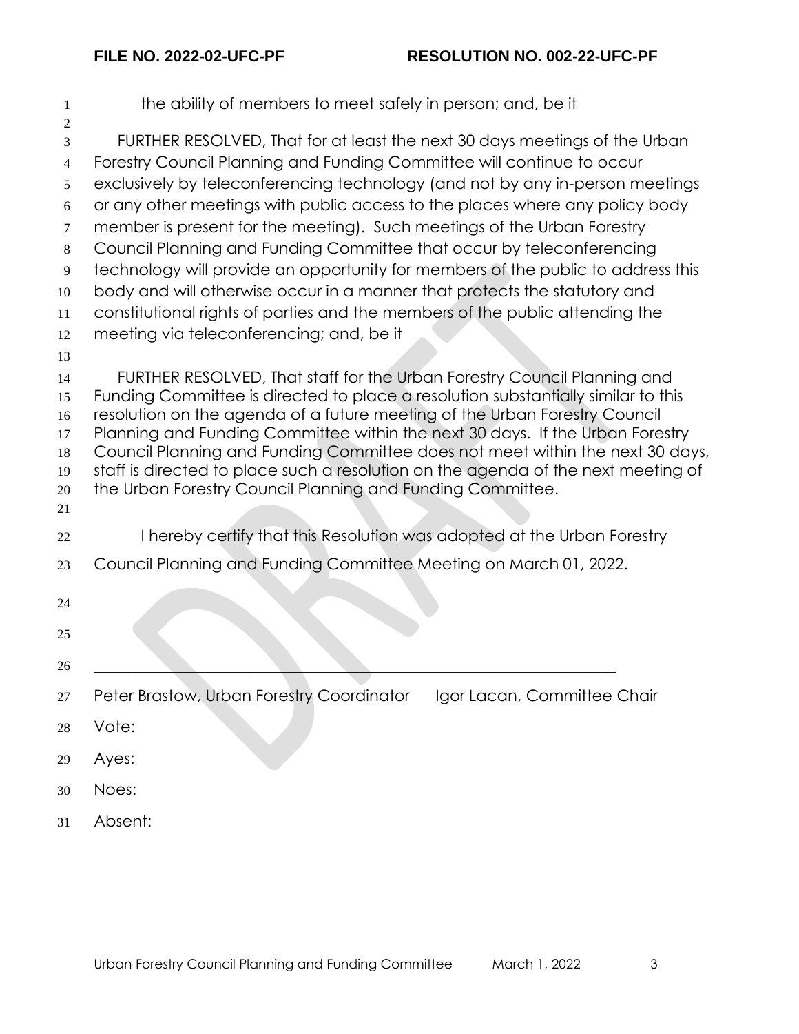the ability of members to meet safely in person; and, be it

FURTHER RESOLVED, That for at least the next 30 days meetings of the Urban Forestry Council Planning and Funding Committee will continue to occur exclusively by teleconferencing technology (and not by any in-person meetings or any other meetings with public access to the places where any policy body member is present for the meeting). Such meetings of the Urban Forestry Council Planning and Funding Committee that occur by teleconferencing technology will provide an opportunity for members of the public to address this body and will otherwise occur in a manner that protects the statutory and constitutional rights of parties and the members of the public attending the meeting via teleconferencing; and, be it

FURTHER RESOLVED, That staff for the Urban Forestry Council Planning and Funding Committee is directed to place a resolution substantially similar to this resolution on the agenda of a future meeting of the Urban Forestry Council Planning and Funding Committee within the next 30 days. If the Urban Forestry Council Planning and Funding Committee does not meet within the next 30 days, staff is directed to place such a resolution on the agenda of the next meeting of the Urban Forestry Council Planning and Funding Committee.

I hereby certify that this Resolution was adopted at the Urban Forestry Council Planning and Funding Committee Meeting on March 01, 2022.

\_\_\_\_\_\_\_\_\_\_\_\_\_\_\_\_\_\_\_\_\_\_\_\_\_\_\_\_\_\_\_\_\_\_\_\_\_\_\_\_\_\_\_\_\_\_\_\_\_\_\_\_\_\_\_\_\_\_\_\_\_\_

Peter Brastow, Urban Forestry Coordinator    Igor Lacan, Committee Chair

Vote:

Ayes:

Noes:

Absent: